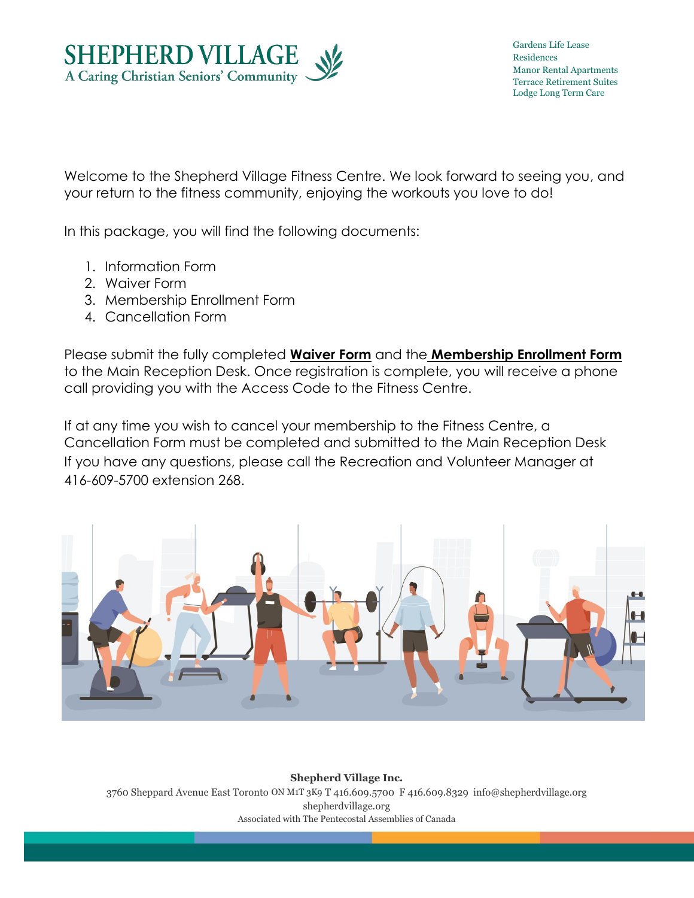# SHEPHERD VILLAGE
A Caring Christian Seniors' Community

Gardens Life Lease
Residences
Manor Rental Apartments
Terrace Retirement Suites
Lodge Long Term Care

Welcome to the Shepherd Village Fitness Centre. We look forward to seeing you, and your return to the fitness community, enjoying the workouts you love to do!

In this package, you will find the following documents:

1. Information Form
2. Waiver Form
3. Membership Enrollment Form
4. Cancellation Form

Please submit the fully completed **Waiver Form** and the **Membership Enrollment Form** to the Main Reception Desk. Once registration is complete, you will receive a phone call providing you with the Access Code to the Fitness Centre.

If at any time you wish to cancel your membership to the Fitness Centre, a Cancellation Form must be completed and submitted to the Main Reception Desk
If you have any questions, please call the Recreation and Volunteer Manager at 416-609-5700 extension 268.

**Shepherd Village Inc.**
3760 Sheppard Avenue East Toronto ON M1T 3K9 T 416.609.5700 F 416.609.8329 info@shepherdvillage.org
shepherdvillage.org
Associated with The Pentecostal Assemblies of Canada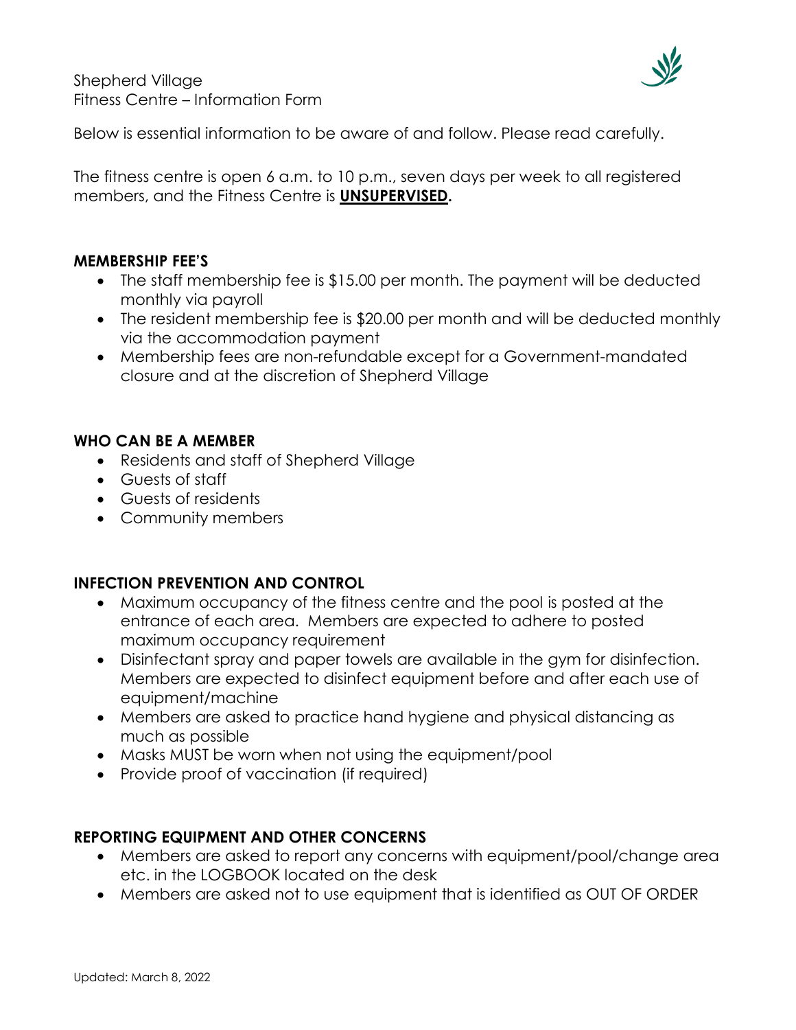Shepherd Village
Fitness Centre – Information Form

Below is essential information to be aware of and follow. Please read carefully.

The fitness centre is open 6 a.m. to 10 p.m., seven days per week to all registered members, and the Fitness Centre is **UNSUPERVISED.**

## MEMBERSHIP FEE'S

- The staff membership fee is $15.00 per month. The payment will be deducted monthly via payroll
- The resident membership fee is $20.00 per month and will be deducted monthly via the accommodation payment
- Membership fees are non-refundable except for a Government-mandated closure and at the discretion of Shepherd Village

## WHO CAN BE A MEMBER

- Residents and staff of Shepherd Village
- Guests of staff
- Guests of residents
- Community members

## INFECTION PREVENTION AND CONTROL

- Maximum occupancy of the fitness centre and the pool is posted at the entrance of each area. Members are expected to adhere to posted maximum occupancy requirement
- Disinfectant spray and paper towels are available in the gym for disinfection. Members are expected to disinfect equipment before and after each use of equipment/machine
- Members are asked to practice hand hygiene and physical distancing as much as possible
- Masks MUST be worn when not using the equipment/pool
- Provide proof of vaccination (if required)

## REPORTING EQUIPMENT AND OTHER CONCERNS

- Members are asked to report any concerns with equipment/pool/change area etc. in the LOGBOOK located on the desk
- Members are asked not to use equipment that is identified as OUT OF ORDER

Updated: March 8, 2022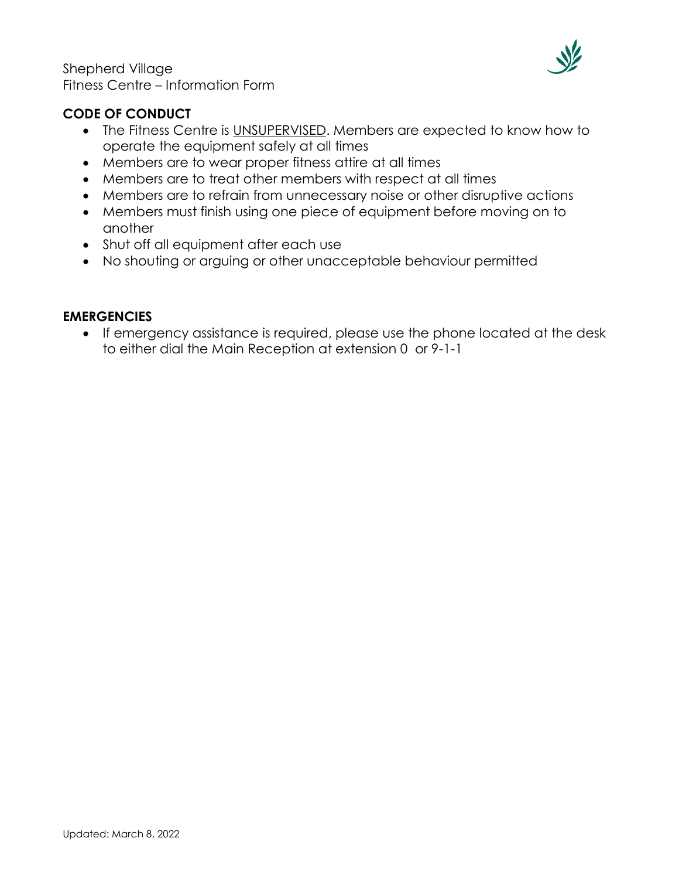Shepherd Village
Fitness Centre – Information Form

## CODE OF CONDUCT

- The Fitness Centre is <u>UNSUPERVISED</u>. Members are expected to know how to operate the equipment safely at all times
- Members are to wear proper fitness attire at all times
- Members are to treat other members with respect at all times
- Members are to refrain from unnecessary noise or other disruptive actions
- Members must finish using one piece of equipment before moving on to another
- Shut off all equipment after each use
- No shouting or arguing or other unacceptable behaviour permitted

## EMERGENCIES

- If emergency assistance is required, please use the phone located at the desk to either dial the Main Reception at extension 0 or 9-1-1

Updated: March 8, 2022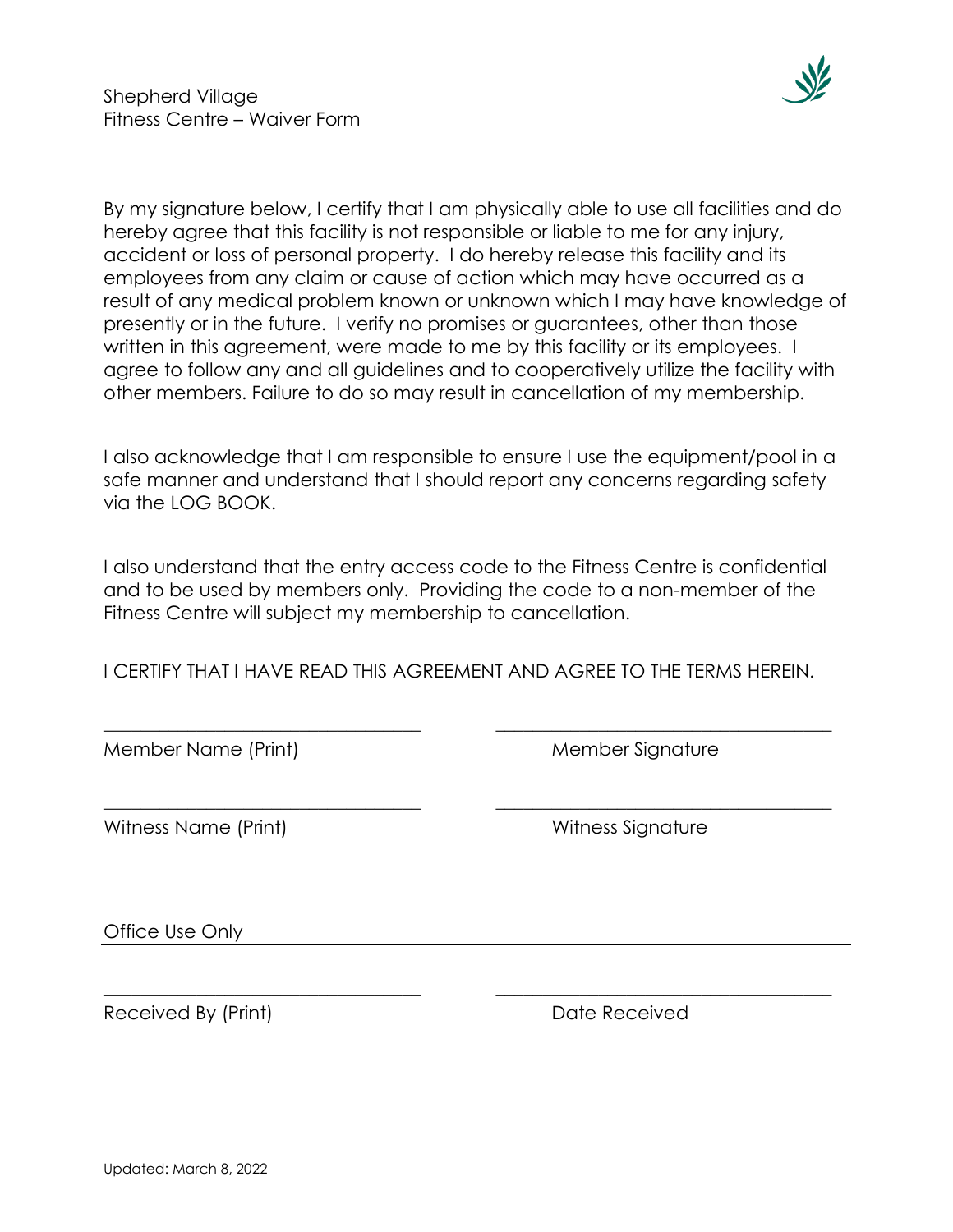Shepherd Village
Fitness Centre – Waiver Form

By my signature below, I certify that I am physically able to use all facilities and do hereby agree that this facility is not responsible or liable to me for any injury, accident or loss of personal property. I do hereby release this facility and its employees from any claim or cause of action which may have occurred as a result of any medical problem known or unknown which I may have knowledge of presently or in the future. I verify no promises or guarantees, other than those written in this agreement, were made to me by this facility or its employees. I agree to follow any and all guidelines and to cooperatively utilize the facility with other members. Failure to do so may result in cancellation of my membership.

I also acknowledge that I am responsible to ensure I use the equipment/pool in a safe manner and understand that I should report any concerns regarding safety via the LOG BOOK.

I also understand that the entry access code to the Fitness Centre is confidential and to be used by members only. Providing the code to a non-member of the Fitness Centre will subject my membership to cancellation.

I CERTIFY THAT I HAVE READ THIS AGREEMENT AND AGREE TO THE TERMS HEREIN.

\_\_\_\_\_\_\_\_\_\_\_\_\_\_\_\_\_\_\_\_\_\_\_\_\_\_\_\_\_\_\_\_ \_\_\_\_\_\_\_\_\_\_\_\_\_\_\_\_\_\_\_\_\_\_\_\_\_\_\_\_\_\_\_\_

Member Name (Print) Member Signature

\_\_\_\_\_\_\_\_\_\_\_\_\_\_\_\_\_\_\_\_\_\_\_\_\_\_\_\_\_\_\_\_ \_\_\_\_\_\_\_\_\_\_\_\_\_\_\_\_\_\_\_\_\_\_\_\_\_\_\_\_\_\_\_\_

Witness Name (Print) Witness Signature

Office Use Only

\_\_\_\_\_\_\_\_\_\_\_\_\_\_\_\_\_\_\_\_\_\_\_\_\_\_\_\_\_\_\_\_ \_\_\_\_\_\_\_\_\_\_\_\_\_\_\_\_\_\_\_\_\_\_\_\_\_\_\_\_\_\_\_\_

Received By (Print) Date Received

Updated: March 8, 2022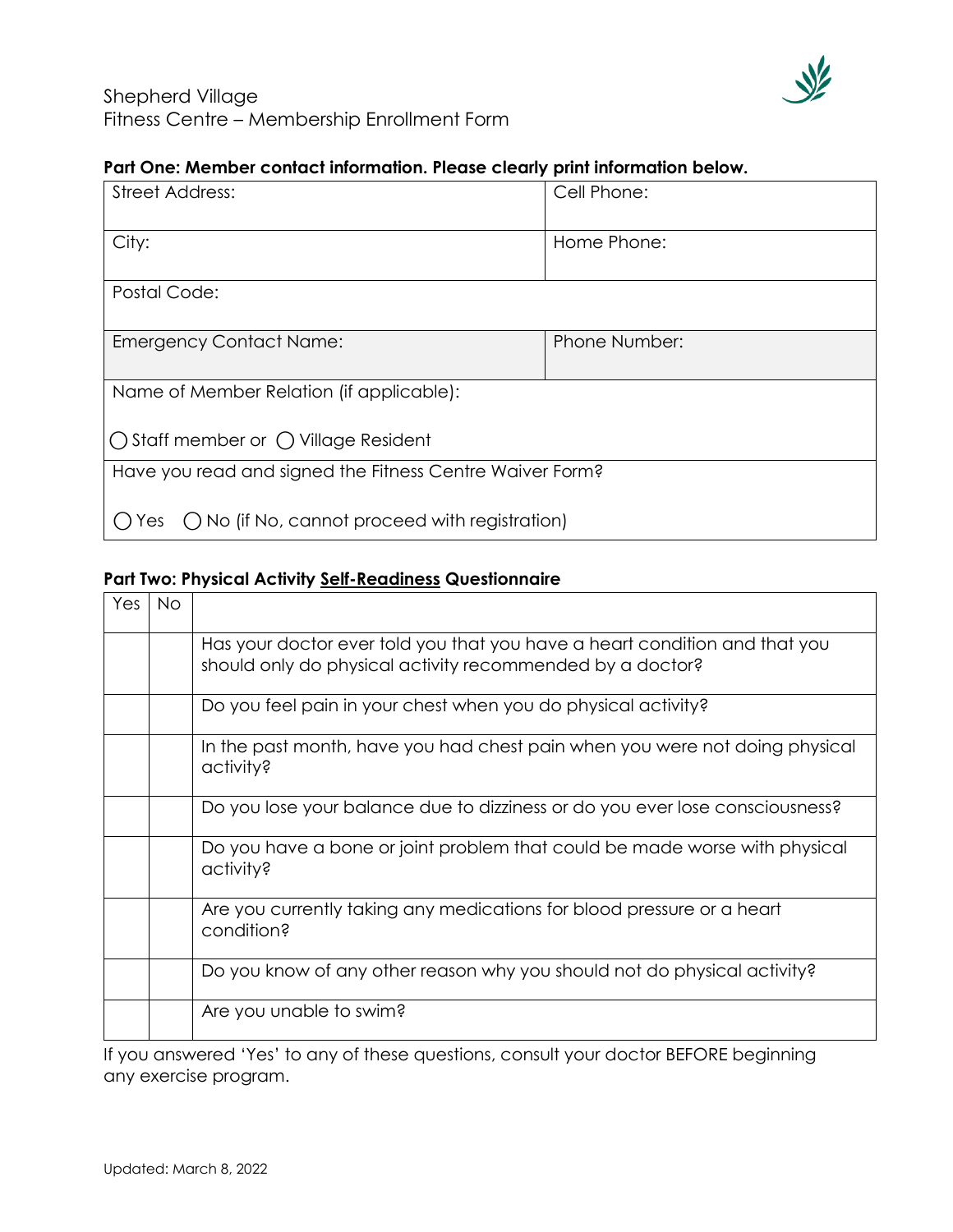Shepherd Village
Fitness Centre – Membership Enrollment Form

**Part One: Member contact information. Please clearly print information below.**

| Street Address: | Cell Phone: |
|---|---|
| City: | Home Phone: |
| Postal Code: | |
| Emergency Contact Name: | Phone Number: |
| Name of Member Relation (if applicable):<br><br>◯ Staff member or ◯ Village Resident | |
| Have you read and signed the Fitness Centre Waiver Form?<br><br>◯ Yes ◯ No (if No, cannot proceed with registration) | |

**Part Two: Physical Activity <u>Self-Readiness</u> Questionnaire**

| Yes | No | |
|---|---|---|
| | | Has your doctor ever told you that you have a heart condition and that you should only do physical activity recommended by a doctor? |
| | | Do you feel pain in your chest when you do physical activity? |
| | | In the past month, have you had chest pain when you were not doing physical activity? |
| | | Do you lose your balance due to dizziness or do you ever lose consciousness? |
| | | Do you have a bone or joint problem that could be made worse with physical activity? |
| | | Are you currently taking any medications for blood pressure or a heart condition? |
| | | Do you know of any other reason why you should not do physical activity? |
| | | Are you unable to swim? |

If you answered 'Yes' to any of these questions, consult your doctor BEFORE beginning any exercise program.

Updated: March 8, 2022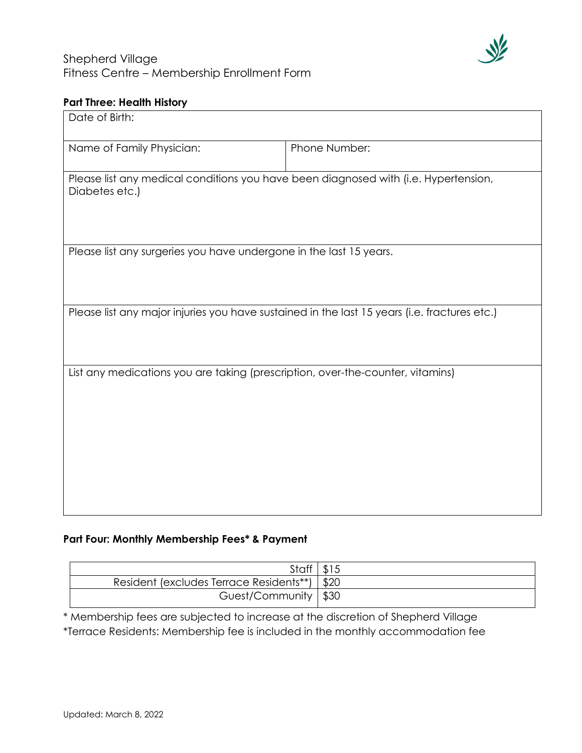Shepherd Village
Fitness Centre – Membership Enrollment Form

**Part Three: Health History**

| Date of Birth: | |
|---|---|
| Name of Family Physician: | Phone Number: |
| Please list any medical conditions you have been diagnosed with (i.e. Hypertension, Diabetes etc.) | |
| Please list any surgeries you have undergone in the last 15 years. | |
| Please list any major injuries you have sustained in the last 15 years (i.e. fractures etc.) | |
| List any medications you are taking (prescription, over-the-counter, vitamins) | |

**Part Four: Monthly Membership Fees* & Payment**

| Membership Type | Fee |
|---|---|
| Staff | $15 |
| Resident (excludes Terrace Residents**) | $20 |
| Guest/Community | $30 |

* Membership fees are subjected to increase at the discretion of Shepherd Village

*Terrace Residents: Membership fee is included in the monthly accommodation fee

Updated: March 8, 2022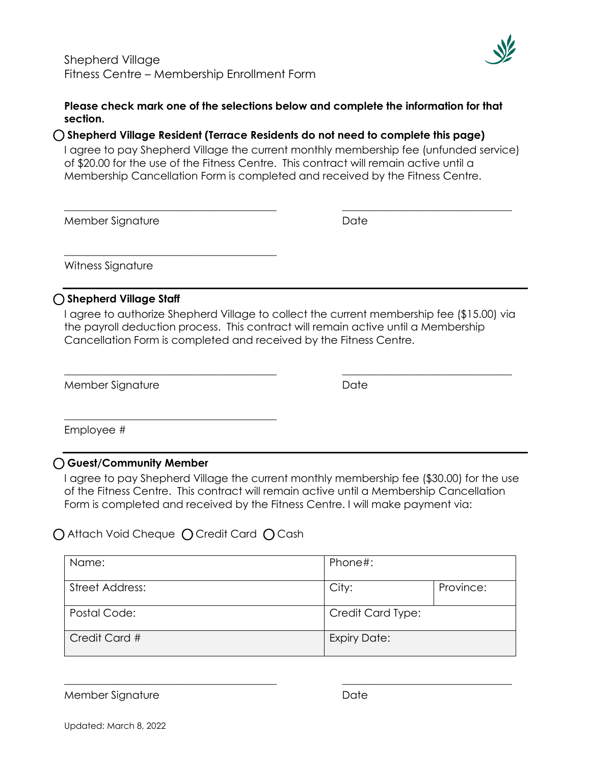Shepherd Village
Fitness Centre – Membership Enrollment Form

**Please check mark one of the selections below and complete the information for that section.**

○ **Shepherd Village Resident (Terrace Residents do not need to complete this page)**

I agree to pay Shepherd Village the current monthly membership fee (unfunded service) of $20.00 for the use of the Fitness Centre. This contract will remain active until a Membership Cancellation Form is completed and received by the Fitness Centre.

\_\_\_\_\_\_\_\_\_\_\_\_\_\_\_\_\_\_\_\_\_\_\_\_\_\_\_\_\_\_\_\_\_\_\_\_ \_\_\_\_\_\_\_\_\_\_\_\_\_\_\_\_\_\_\_\_\_\_\_\_\_\_\_\_\_

Member Signature Date

\_\_\_\_\_\_\_\_\_\_\_\_\_\_\_\_\_\_\_\_\_\_\_\_\_\_\_\_\_\_\_\_\_\_\_\_

Witness Signature

---

○ **Shepherd Village Staff**

I agree to authorize Shepherd Village to collect the current membership fee ($15.00) via the payroll deduction process. This contract will remain active until a Membership Cancellation Form is completed and received by the Fitness Centre.

\_\_\_\_\_\_\_\_\_\_\_\_\_\_\_\_\_\_\_\_\_\_\_\_\_\_\_\_\_\_\_\_\_\_\_\_ \_\_\_\_\_\_\_\_\_\_\_\_\_\_\_\_\_\_\_\_\_\_\_\_\_\_\_\_\_

Member Signature Date

\_\_\_\_\_\_\_\_\_\_\_\_\_\_\_\_\_\_\_\_\_\_\_\_\_\_\_\_\_\_\_\_\_\_\_\_

Employee #

---

○ **Guest/Community Member**

I agree to pay Shepherd Village the current monthly membership fee ($30.00) for the use of the Fitness Centre. This contract will remain active until a Membership Cancellation Form is completed and received by the Fitness Centre. I will make payment via:

○ Attach Void Cheque ○ Credit Card ○ Cash

| Name: | Phone#: | |
|---|---|---|
| Street Address: | City: | Province: |
| Postal Code: | Credit Card Type: | |
| Credit Card # | Expiry Date: | |

\_\_\_\_\_\_\_\_\_\_\_\_\_\_\_\_\_\_\_\_\_\_\_\_\_\_\_\_\_\_\_\_\_\_\_\_ \_\_\_\_\_\_\_\_\_\_\_\_\_\_\_\_\_\_\_\_\_\_\_\_\_\_\_\_\_

Member Signature Date

Updated: March 8, 2022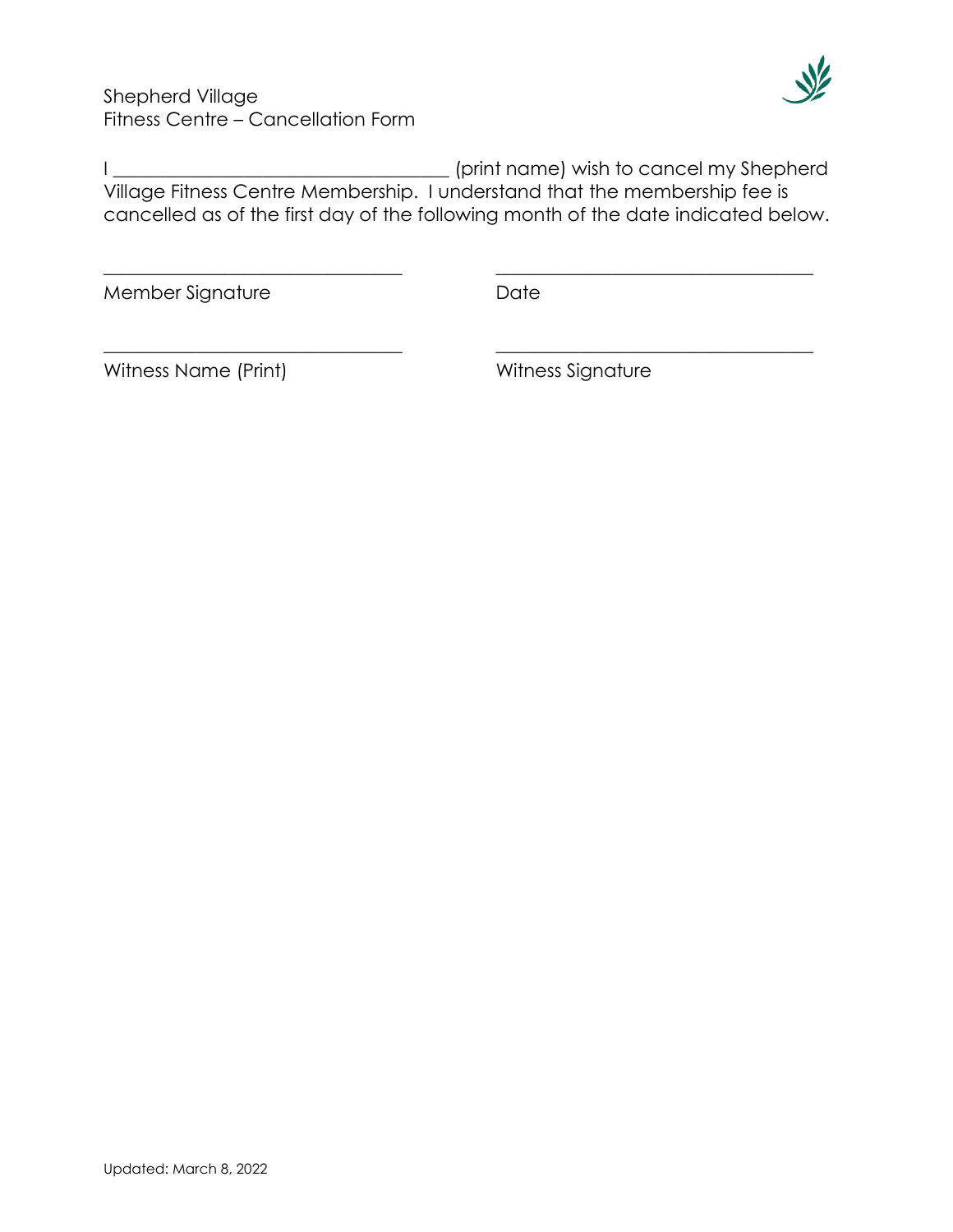Shepherd Village
Fitness Centre – Cancellation Form

I ____________________________________ (print name) wish to cancel my Shepherd Village Fitness Centre Membership. I understand that the membership fee is cancelled as of the first day of the following month of the date indicated below.

________________________________ ________________________________
Member Signature Date

________________________________ ________________________________
Witness Name (Print) Witness Signature

Updated: March 8, 2022